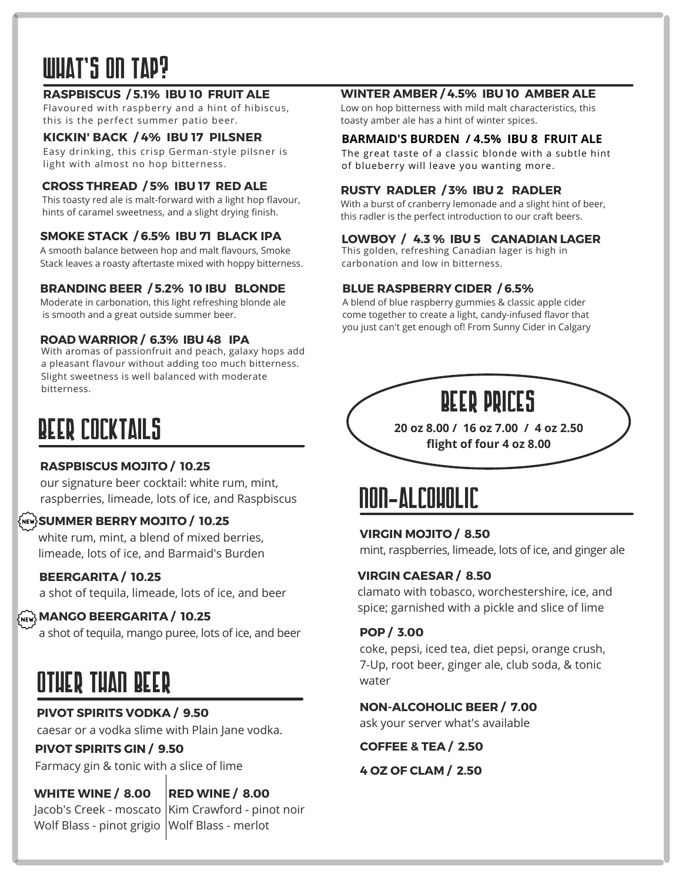# WHAT'S ON TAP?

**RASPBISCUS / 5.1% IBU 10 FRUIT ALE**
Flavoured with raspberry and a hint of hibiscus, this is the perfect summer patio beer.

**KICKIN' BACK / 4% IBU 17 PILSNER**
Easy drinking, this crisp German-style pilsner is light with almost no hop bitterness.

**CROSS THREAD / 5% IBU 17 RED ALE**
This toasty red ale is malt-forward with a light hop flavour, hints of caramel sweetness, and a slight drying finish.

**SMOKE STACK / 6.5% IBU 71 BLACK IPA**
A smooth balance between hop and malt flavours, Smoke Stack leaves a roasty aftertaste mixed with hoppy bitterness.

**BRANDING BEER / 5.2% 10 IBU BLONDE**
Moderate in carbonation, this light refreshing blonde ale is smooth and a great outside summer beer.

**ROAD WARRIOR / 6.3% IBU 48 IPA**
With aromas of passionfruit and peach, galaxy hops add a pleasant flavour without adding too much bitterness. Slight sweetness is well balanced with moderate bitterness.

**WINTER AMBER / 4.5% IBU 10 AMBER ALE**
Low on hop bitterness with mild malt characteristics, this toasty amber ale has a hint of winter spices.

**BARMAID'S BURDEN / 4.5% IBU 8 FRUIT ALE**
The great taste of a classic blonde with a subtle hint of blueberry will leave you wanting more.

**RUSTY RADLER / 3% IBU 2 RADLER**
With a burst of cranberry lemonade and a slight hint of beer, this radler is the perfect introduction to our craft beers.

**LOWBOY / 4.3 % IBU 5 CANADIAN LAGER**
This golden, refreshing Canadian lager is high in carbonation and low in bitterness.

**BLUE RASPBERRY CIDER / 6.5%**
A blend of blue raspberry gummies & classic apple cider come together to create a light, candy-infused flavor that you just can't get enough of! From Sunny Cider in Calgary

# BEER PRICES

**20 oz 8.00 / 16 oz 7.00 / 4 oz 2.50**
**flight of four 4 oz 8.00**

# BEER COCKTAILS

**RASPBISCUS MOJITO / 10.25**
our signature beer cocktail: white rum, mint, raspberries, limeade, lots of ice, and Raspbiscus

NEW **SUMMER BERRY MOJITO / 10.25**
white rum, mint, a blend of mixed berries, limeade, lots of ice, and Barmaid's Burden

**BEERGARITA / 10.25**
a shot of tequila, limeade, lots of ice, and beer

NEW **MANGO BEERGARITA / 10.25**
a shot of tequila, mango puree, lots of ice, and beer

# OTHER THAN BEER

**PIVOT SPIRITS VODKA / 9.50**
caesar or a vodka slime with Plain Jane vodka.

**PIVOT SPIRITS GIN / 9.50**
Farmacy gin & tonic with a slice of lime

| **WHITE WINE / 8.00** | **RED WINE / 8.00** |
|---|---|
| Jacob's Creek - moscato | Kim Crawford - pinot noir |
| Wolf Blass - pinot grigio | Wolf Blass - merlot |

# NON-ALCOHOLIC

**VIRGIN MOJITO / 8.50**
mint, raspberries, limeade, lots of ice, and ginger ale

**VIRGIN CAESAR / 8.50**
clamato with tobasco, worchestershire, ice, and spice; garnished with a pickle and slice of lime

**POP / 3.00**
coke, pepsi, iced tea, diet pepsi, orange crush, 7-Up, root beer, ginger ale, club soda, & tonic water

**NON-ALCOHOLIC BEER / 7.00**
ask your server what's available

**COFFEE & TEA / 2.50**

**4 OZ OF CLAM / 2.50**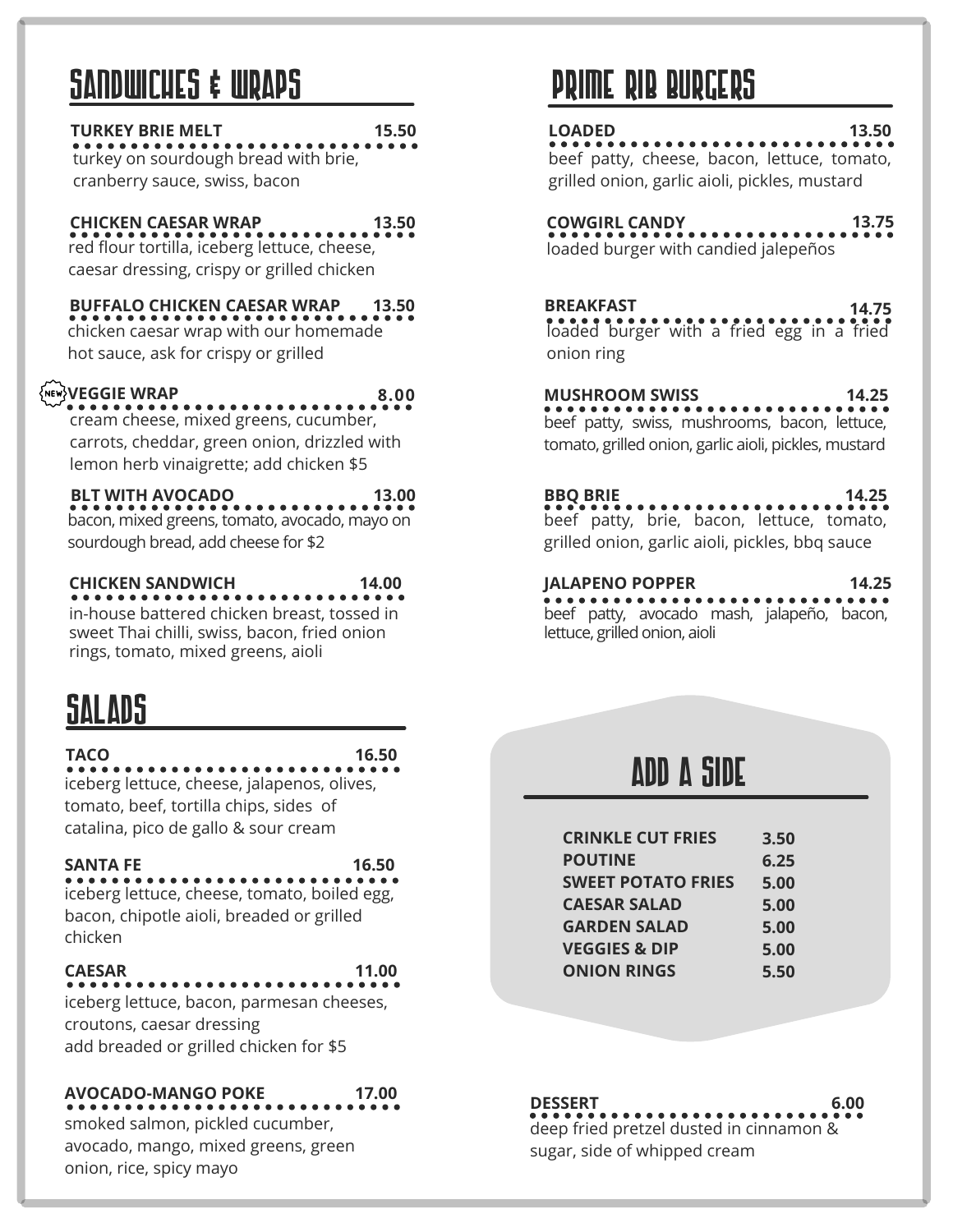## SANDWICHES & WRAPS

**TURKEY BRIE MELT** **15.50**
turkey on sourdough bread with brie, cranberry sauce, swiss, bacon

**CHICKEN CAESAR WRAP** **13.50**
red flour tortilla, iceberg lettuce, cheese, caesar dressing, crispy or grilled chicken

**BUFFALO CHICKEN CAESAR WRAP** **13.50**
chicken caesar wrap with our homemade hot sauce, ask for crispy or grilled

NEW **VEGGIE WRAP** **8.00**
cream cheese, mixed greens, cucumber, carrots, cheddar, green onion, drizzled with lemon herb vinaigrette; add chicken $5

**BLT WITH AVOCADO** **13.00**
bacon, mixed greens, tomato, avocado, mayo on sourdough bread, add cheese for $2

**CHICKEN SANDWICH** **14.00**
in-house battered chicken breast, tossed in sweet Thai chilli, swiss, bacon, fried onion rings, tomato, mixed greens, aioli

## SALADS

**TACO** **16.50**
iceberg lettuce, cheese, jalapenos, olives, tomato, beef, tortilla chips, sides of catalina, pico de gallo & sour cream

**SANTA FE** **16.50**
iceberg lettuce, cheese, tomato, boiled egg, bacon, chipotle aioli, breaded or grilled chicken

**CAESAR** **11.00**
iceberg lettuce, bacon, parmesan cheeses, croutons, caesar dressing
add breaded or grilled chicken for $5

**AVOCADO-MANGO POKE** **17.00**
smoked salmon, pickled cucumber, avocado, mango, mixed greens, green onion, rice, spicy mayo

## PRIME RIB BURGERS

**LOADED** **13.50**
beef patty, cheese, bacon, lettuce, tomato, grilled onion, garlic aioli, pickles, mustard

**COWGIRL CANDY** **13.75**
loaded burger with candied jalepeños

**BREAKFAST** **14.75**
loaded burger with a fried egg in a fried onion ring

**MUSHROOM SWISS** **14.25**
beef patty, swiss, mushrooms, bacon, lettuce, tomato, grilled onion, garlic aioli, pickles, mustard

**BBQ BRIE** **14.25**
beef patty, brie, bacon, lettuce, tomato, grilled onion, garlic aioli, pickles, bbq sauce

**JALAPENO POPPER** **14.25**
beef patty, avocado mash, jalapeño, bacon, lettuce, grilled onion, aioli

## ADD A SIDE

| | |
|---|---|
| **CRINKLE CUT FRIES** | **3.50** |
| **POUTINE** | **6.25** |
| **SWEET POTATO FRIES** | **5.00** |
| **CAESAR SALAD** | **5.00** |
| **GARDEN SALAD** | **5.00** |
| **VEGGIES & DIP** | **5.00** |
| **ONION RINGS** | **5.50** |

**DESSERT** **6.00**
deep fried pretzel dusted in cinnamon & sugar, side of whipped cream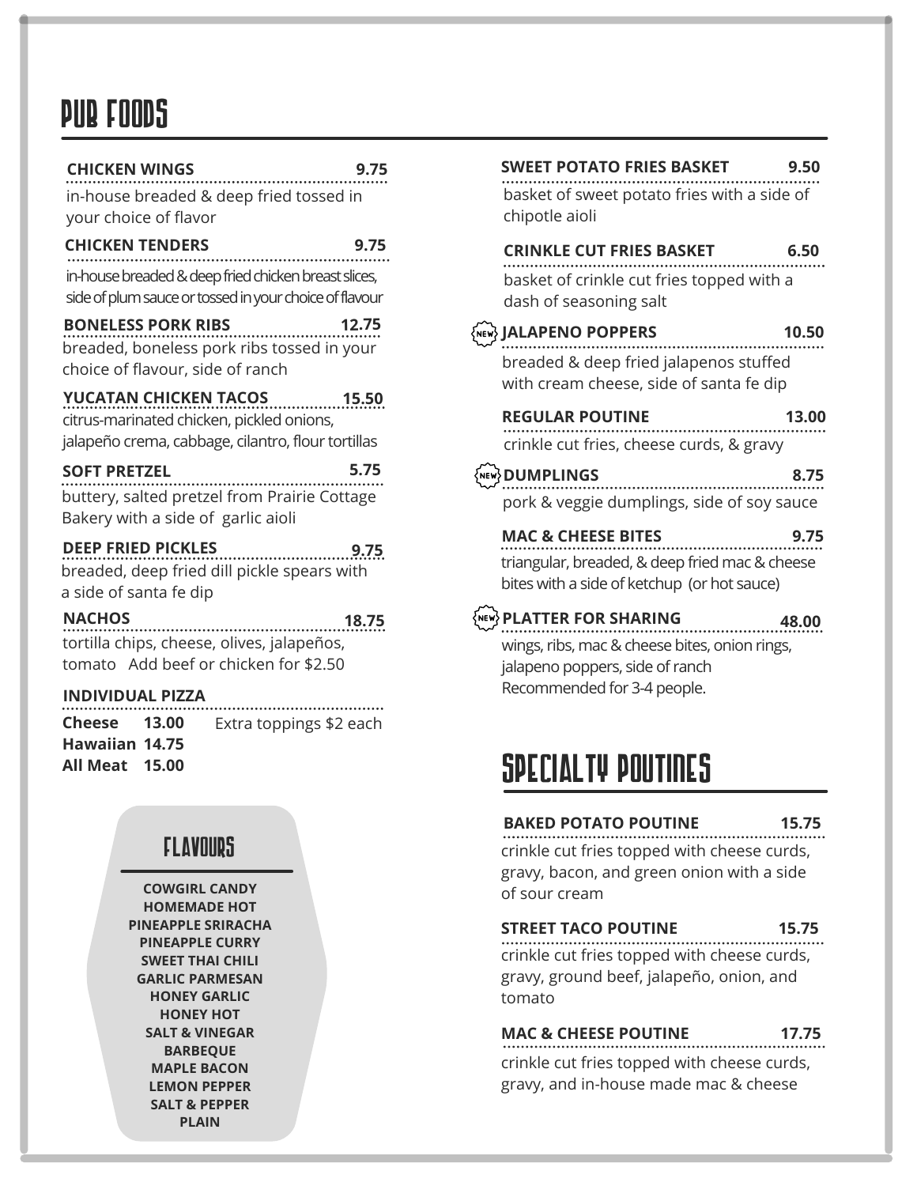# PUB FOODS

**CHICKEN WINGS** 9.75
in-house breaded & deep fried tossed in your choice of flavor

**CHICKEN TENDERS** 9.75
in-house breaded & deep fried chicken breast slices, side of plum sauce or tossed in your choice of flavour

**BONELESS PORK RIBS** 12.75
breaded, boneless pork ribs tossed in your choice of flavour, side of ranch

**YUCATAN CHICKEN TACOS** 15.50
citrus-marinated chicken, pickled onions, jalapeño crema, cabbage, cilantro, flour tortillas

**SOFT PRETZEL** 5.75
buttery, salted pretzel from Prairie Cottage Bakery with a side of garlic aioli

**DEEP FRIED PICKLES** 9.75
breaded, deep fried dill pickle spears with a side of santa fe dip

**NACHOS** 18.75
tortilla chips, cheese, olives, jalapeños, tomato Add beef or chicken for $2.50

**INDIVIDUAL PIZZA**
**Cheese** 13.00
**Hawaiian** 14.75
**All Meat** 15.00
Extra toppings $2 each

## FLAVOURS

**COWGIRL CANDY**
**HOMEMADE HOT**
**PINEAPPLE SRIRACHA**
**PINEAPPLE CURRY**
**SWEET THAI CHILI**
**GARLIC PARMESAN**
**HONEY GARLIC**
**HONEY HOT**
**SALT & VINEGAR**
**BARBEQUE**
**MAPLE BACON**
**LEMON PEPPER**
**SALT & PEPPER**
**PLAIN**

**SWEET POTATO FRIES BASKET** 9.50
basket of sweet potato fries with a side of chipotle aioli

**CRINKLE CUT FRIES BASKET** 6.50
basket of crinkle cut fries topped with a dash of seasoning salt

NEW **JALAPENO POPPERS** 10.50
breaded & deep fried jalapenos stuffed with cream cheese, side of santa fe dip

**REGULAR POUTINE** 13.00
crinkle cut fries, cheese curds, & gravy

NEW **DUMPLINGS** 8.75
pork & veggie dumplings, side of soy sauce

**MAC & CHEESE BITES** 9.75
triangular, breaded, & deep fried mac & cheese bites with a side of ketchup (or hot sauce)

NEW **PLATTER FOR SHARING** 48.00
wings, ribs, mac & cheese bites, onion rings, jalapeno poppers, side of ranch
Recommended for 3-4 people.

# SPECIALTY POUTINES

**BAKED POTATO POUTINE** 15.75
crinkle cut fries topped with cheese curds, gravy, bacon, and green onion with a side of sour cream

**STREET TACO POUTINE** 15.75
crinkle cut fries topped with cheese curds, gravy, ground beef, jalapeño, onion, and tomato

**MAC & CHEESE POUTINE** 17.75
crinkle cut fries topped with cheese curds, gravy, and in-house made mac & cheese